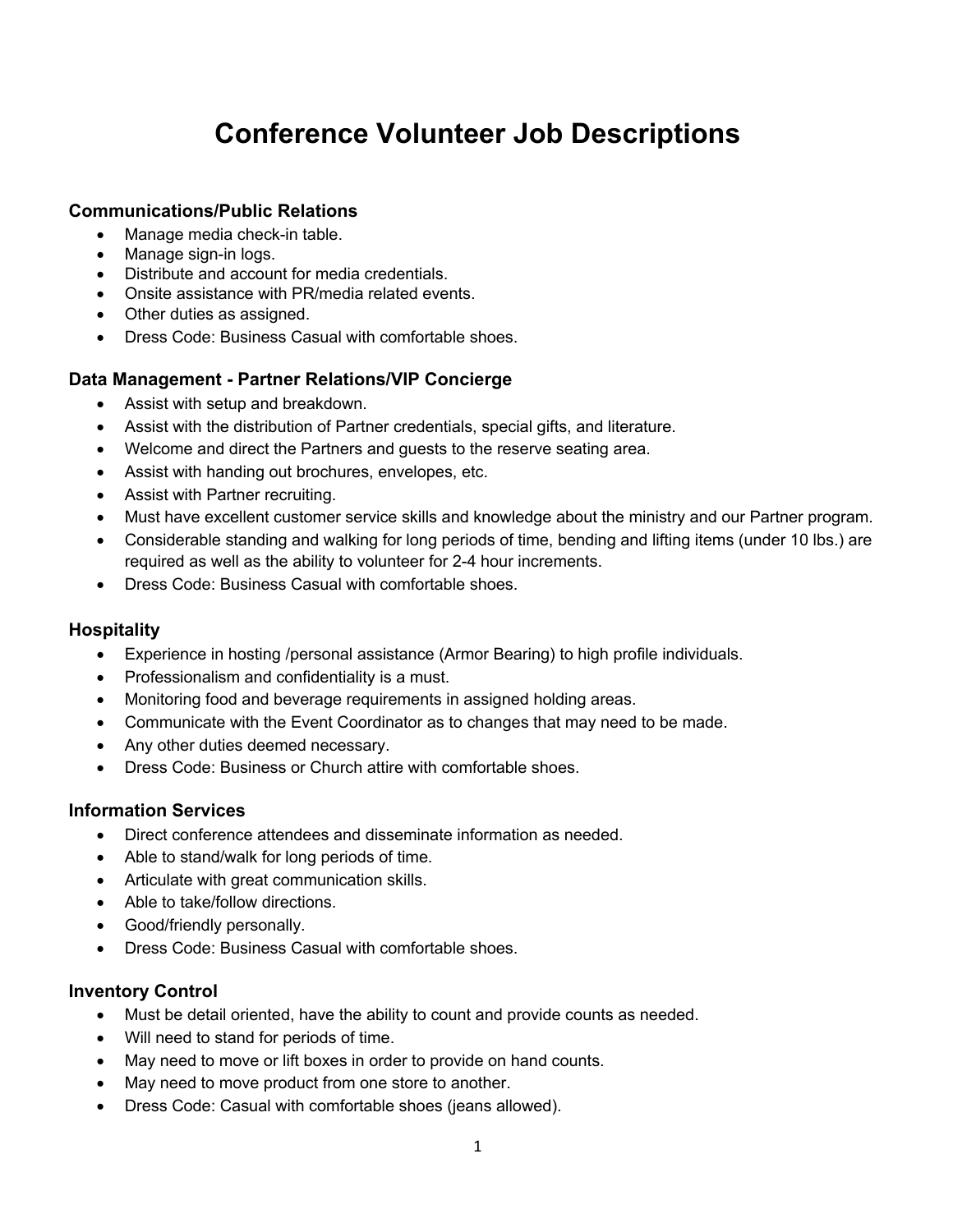# Conference Volunteer Job Descriptions

### Communications/Public Relations

- Manage media check-in table.
- Manage sign-in logs.
- Distribute and account for media credentials.
- Onsite assistance with PR/media related events.
- Other duties as assigned.
- Dress Code: Business Casual with comfortable shoes.

### Data Management - Partner Relations/VIP Concierge

- Assist with setup and breakdown.
- Assist with the distribution of Partner credentials, special gifts, and literature.
- Welcome and direct the Partners and guests to the reserve seating area.
- Assist with handing out brochures, envelopes, etc.
- Assist with Partner recruiting.
- Must have excellent customer service skills and knowledge about the ministry and our Partner program.
- Considerable standing and walking for long periods of time, bending and lifting items (under 10 lbs.) are required as well as the ability to volunteer for 2-4 hour increments.
- Dress Code: Business Casual with comfortable shoes.

### Hospitality

- Experience in hosting /personal assistance (Armor Bearing) to high profile individuals.
- Professionalism and confidentiality is a must.
- Monitoring food and beverage requirements in assigned holding areas.
- Communicate with the Event Coordinator as to changes that may need to be made.
- Any other duties deemed necessary.
- Dress Code: Business or Church attire with comfortable shoes.

### Information Services

- Direct conference attendees and disseminate information as needed.
- Able to stand/walk for long periods of time.
- Articulate with great communication skills.
- Able to take/follow directions.
- Good/friendly personally.
- Dress Code: Business Casual with comfortable shoes.

### Inventory Control

- Must be detail oriented, have the ability to count and provide counts as needed.
- Will need to stand for periods of time.
- May need to move or lift boxes in order to provide on hand counts.
- May need to move product from one store to another.
- Dress Code: Casual with comfortable shoes (jeans allowed).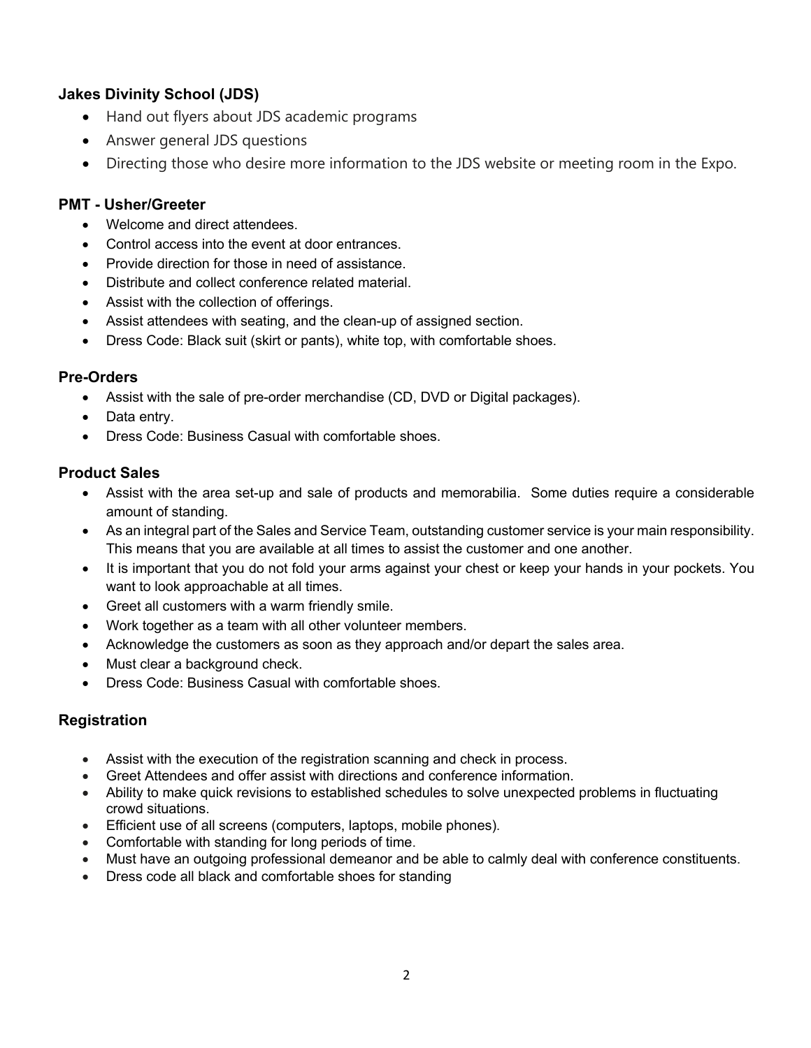### Jakes Divinity School (JDS)

- Hand out flyers about JDS academic programs
- Answer general JDS questions
- Directing those who desire more information to the JDS website or meeting room in the Expo.

### PMT - Usher/Greeter

- Welcome and direct attendees.
- Control access into the event at door entrances.
- Provide direction for those in need of assistance.
- Distribute and collect conference related material.
- Assist with the collection of offerings.
- Assist attendees with seating, and the clean-up of assigned section.
- Dress Code: Black suit (skirt or pants), white top, with comfortable shoes.

### Pre-Orders

- Assist with the sale of pre-order merchandise (CD, DVD or Digital packages).
- Data entry.
- Dress Code: Business Casual with comfortable shoes.

### Product Sales

- Assist with the area set-up and sale of products and memorabilia. Some duties require a considerable amount of standing.
- As an integral part of the Sales and Service Team, outstanding customer service is your main responsibility. This means that you are available at all times to assist the customer and one another.
- It is important that you do not fold your arms against your chest or keep your hands in your pockets. You want to look approachable at all times.
- Greet all customers with a warm friendly smile.
- Work together as a team with all other volunteer members.
- Acknowledge the customers as soon as they approach and/or depart the sales area.
- Must clear a background check.
- Dress Code: Business Casual with comfortable shoes.

### Registration

- Assist with the execution of the registration scanning and check in process.
- Greet Attendees and offer assist with directions and conference information.
- Ability to make quick revisions to established schedules to solve unexpected problems in fluctuating crowd situations.
- Efficient use of all screens (computers, laptops, mobile phones).
- Comfortable with standing for long periods of time.
- Must have an outgoing professional demeanor and be able to calmly deal with conference constituents.
- Dress code all black and comfortable shoes for standing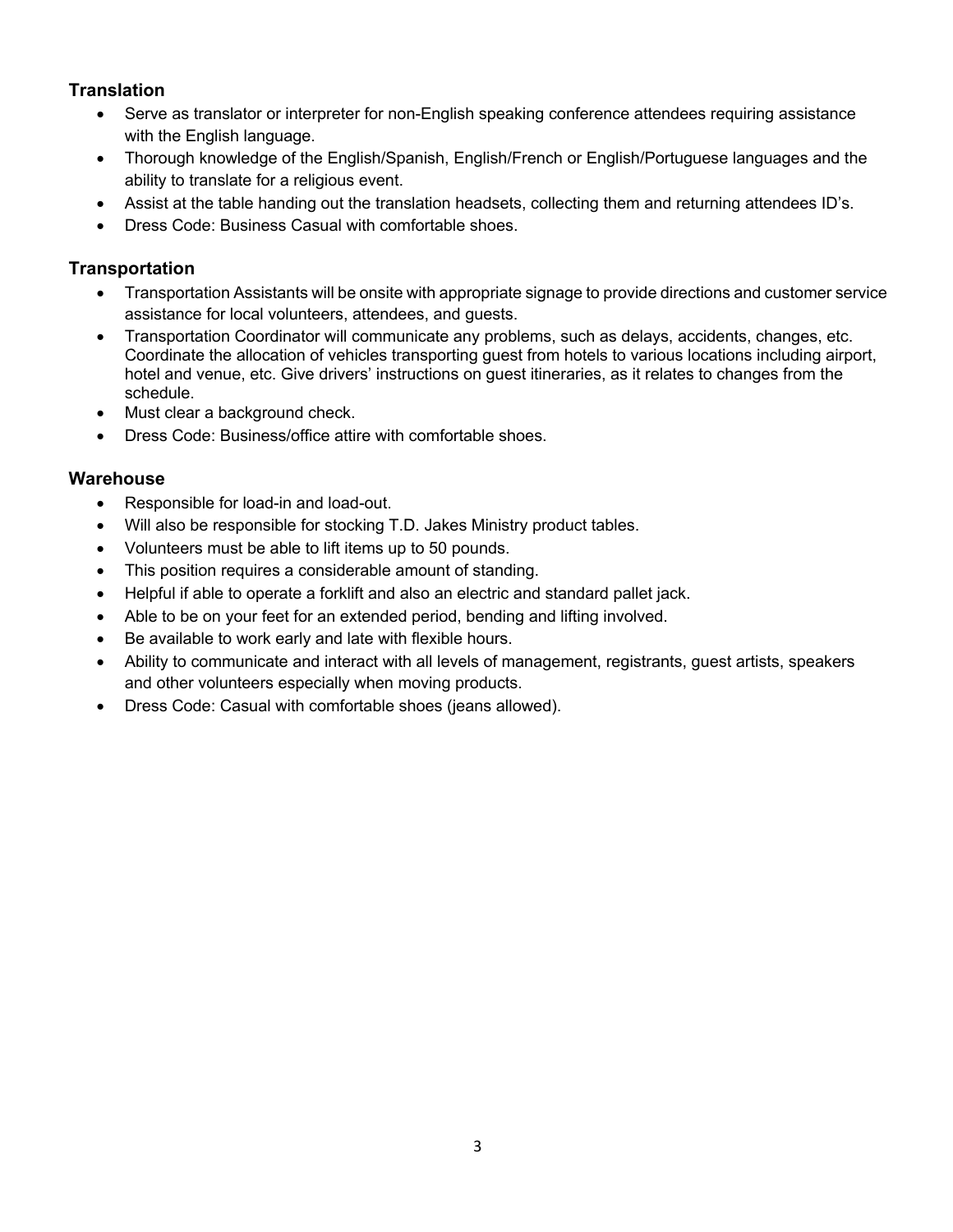### Translation

- Serve as translator or interpreter for non-English speaking conference attendees requiring assistance with the English language.
- Thorough knowledge of the English/Spanish, English/French or English/Portuguese languages and the ability to translate for a religious event.
- Assist at the table handing out the translation headsets, collecting them and returning attendees ID's.
- Dress Code: Business Casual with comfortable shoes.

### Transportation

- Transportation Assistants will be onsite with appropriate signage to provide directions and customer service assistance for local volunteers, attendees, and guests.
- Transportation Coordinator will communicate any problems, such as delays, accidents, changes, etc. Coordinate the allocation of vehicles transporting guest from hotels to various locations including airport, hotel and venue, etc. Give drivers' instructions on guest itineraries, as it relates to changes from the schedule.
- Must clear a background check.
- Dress Code: Business/office attire with comfortable shoes.

### Warehouse

- Responsible for load-in and load-out.
- Will also be responsible for stocking T.D. Jakes Ministry product tables.
- Volunteers must be able to lift items up to 50 pounds.
- This position requires a considerable amount of standing.
- Helpful if able to operate a forklift and also an electric and standard pallet jack.
- Able to be on your feet for an extended period, bending and lifting involved.
- Be available to work early and late with flexible hours.
- Ability to communicate and interact with all levels of management, registrants, guest artists, speakers and other volunteers especially when moving products.
- Dress Code: Casual with comfortable shoes (jeans allowed).